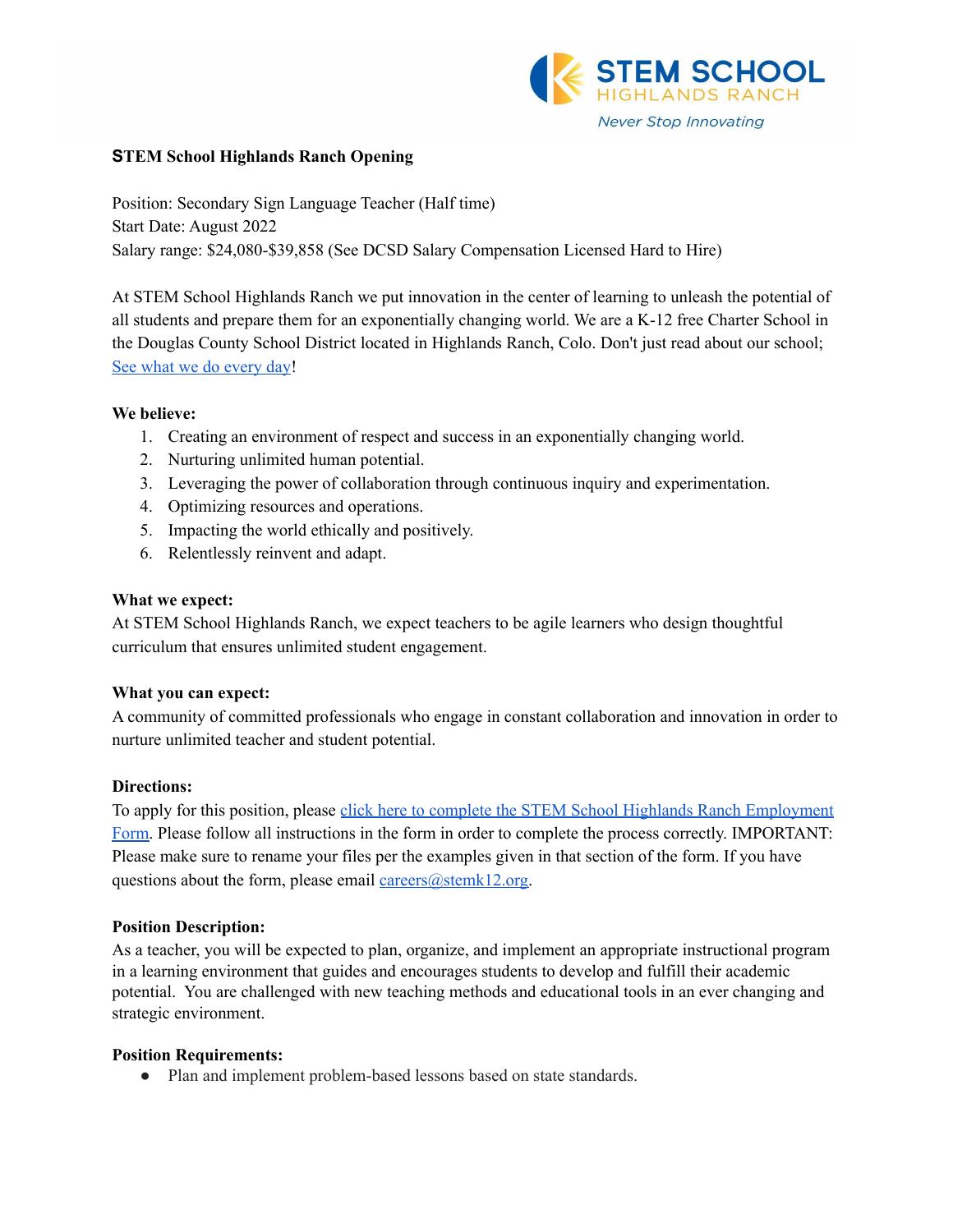STEM SCHOOL HIGHLANDS RANCH

*Never Stop Innovating*

**STEM School Highlands Ranch Opening**

Position: Secondary Sign Language Teacher (Half time)
Start Date: August 2022
Salary range: $24,080-$39,858 (See DCSD Salary Compensation Licensed Hard to Hire)

At STEM School Highlands Ranch we put innovation in the center of learning to unleash the potential of all students and prepare them for an exponentially changing world. We are a K-12 free Charter School in the Douglas County School District located in Highlands Ranch, Colo. Don't just read about our school; See what we do every day!

**We believe:**

1. Creating an environment of respect and success in an exponentially changing world.
2. Nurturing unlimited human potential.
3. Leveraging the power of collaboration through continuous inquiry and experimentation.
4. Optimizing resources and operations.
5. Impacting the world ethically and positively.
6. Relentlessly reinvent and adapt.

**What we expect:**

At STEM School Highlands Ranch, we expect teachers to be agile learners who design thoughtful curriculum that ensures unlimited student engagement.

**What you can expect:**

A community of committed professionals who engage in constant collaboration and innovation in order to nurture unlimited teacher and student potential.

**Directions:**

To apply for this position, please click here to complete the STEM School Highlands Ranch Employment Form. Please follow all instructions in the form in order to complete the process correctly. IMPORTANT: Please make sure to rename your files per the examples given in that section of the form. If you have questions about the form, please email careers@stemk12.org.

**Position Description:**

As a teacher, you will be expected to plan, organize, and implement an appropriate instructional program in a learning environment that guides and encourages students to develop and fulfill their academic potential. You are challenged with new teaching methods and educational tools in an ever changing and strategic environment.

**Position Requirements:**

- Plan and implement problem-based lessons based on state standards.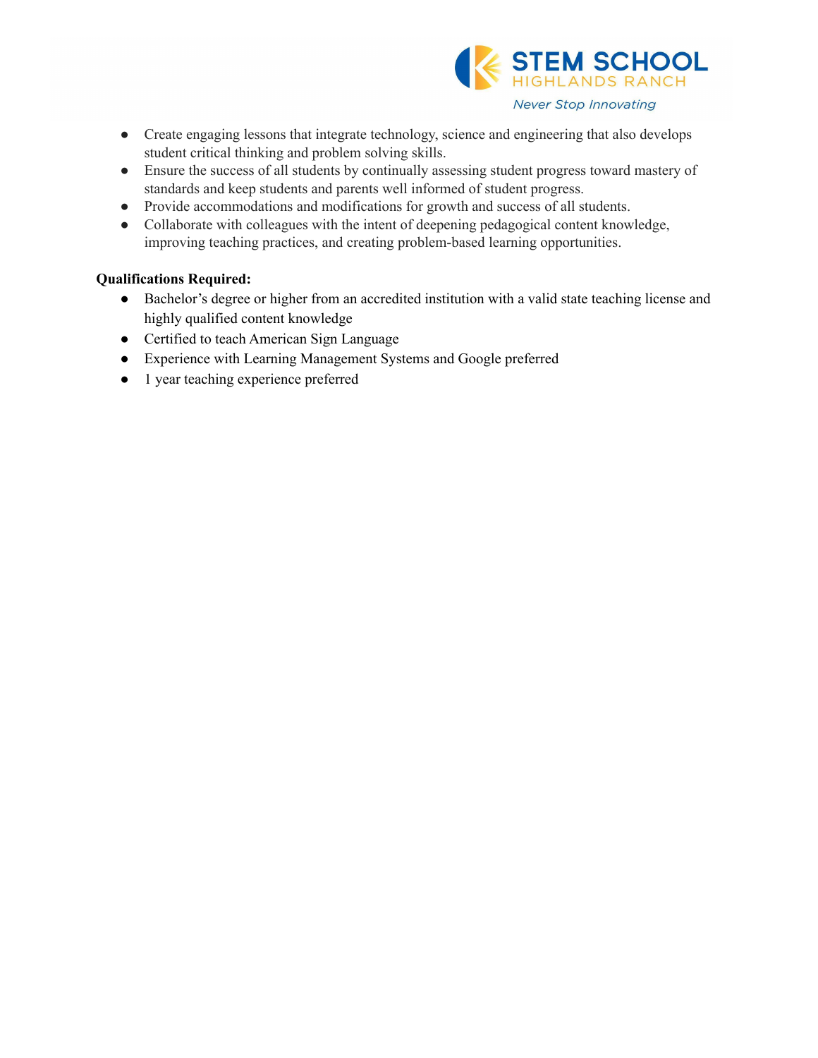- Create engaging lessons that integrate technology, science and engineering that also develops student critical thinking and problem solving skills.
- Ensure the success of all students by continually assessing student progress toward mastery of standards and keep students and parents well informed of student progress.
- Provide accommodations and modifications for growth and success of all students.
- Collaborate with colleagues with the intent of deepening pedagogical content knowledge, improving teaching practices, and creating problem-based learning opportunities.

**Qualifications Required:**

- Bachelor's degree or higher from an accredited institution with a valid state teaching license and highly qualified content knowledge
- Certified to teach American Sign Language
- Experience with Learning Management Systems and Google preferred
- 1 year teaching experience preferred